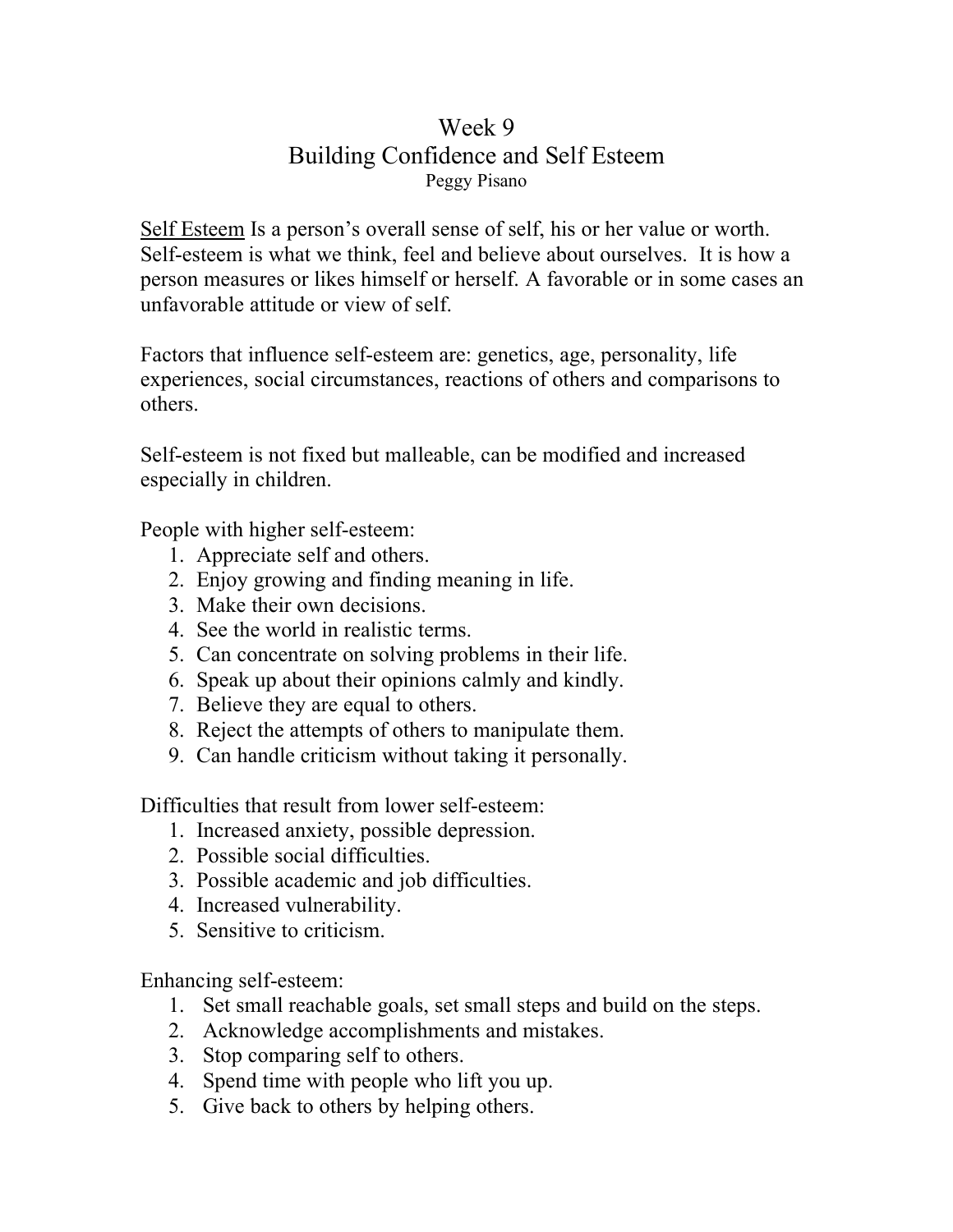# Week 9
## Building Confidence and Self Esteem
Peggy Pisano

<u>Self Esteem</u> Is a person's overall sense of self, his or her value or worth. Self-esteem is what we think, feel and believe about ourselves. It is how a person measures or likes himself or herself. A favorable or in some cases an unfavorable attitude or view of self.

Factors that influence self-esteem are: genetics, age, personality, life experiences, social circumstances, reactions of others and comparisons to others.

Self-esteem is not fixed but malleable, can be modified and increased especially in children.

People with higher self-esteem:

1. Appreciate self and others.
2. Enjoy growing and finding meaning in life.
3. Make their own decisions.
4. See the world in realistic terms.
5. Can concentrate on solving problems in their life.
6. Speak up about their opinions calmly and kindly.
7. Believe they are equal to others.
8. Reject the attempts of others to manipulate them.
9. Can handle criticism without taking it personally.

Difficulties that result from lower self-esteem:

1. Increased anxiety, possible depression.
2. Possible social difficulties.
3. Possible academic and job difficulties.
4. Increased vulnerability.
5. Sensitive to criticism.

Enhancing self-esteem:

1. Set small reachable goals, set small steps and build on the steps.
2. Acknowledge accomplishments and mistakes.
3. Stop comparing self to others.
4. Spend time with people who lift you up.
5. Give back to others by helping others.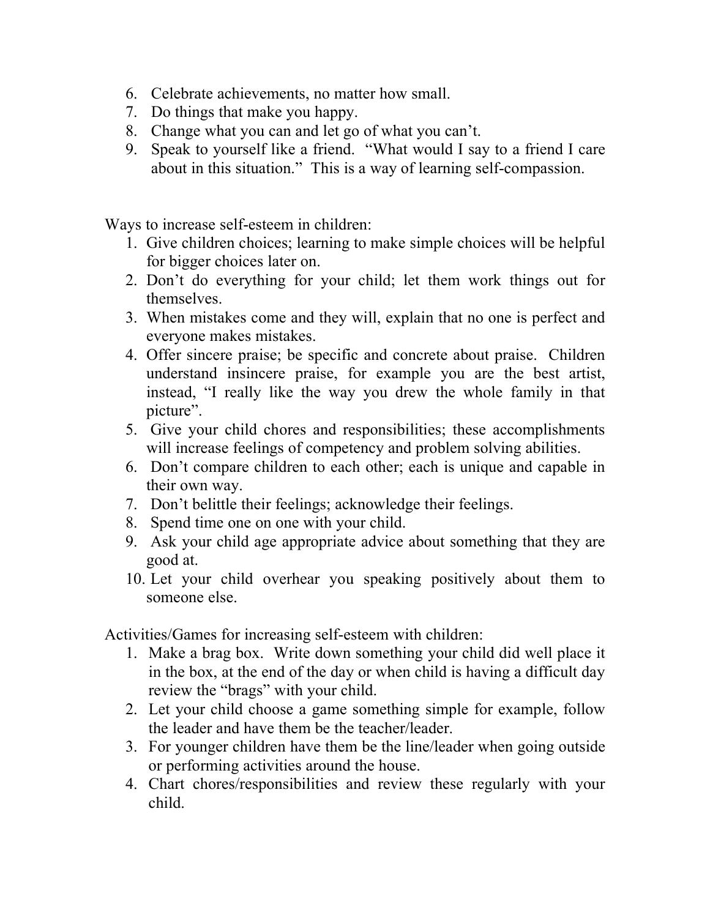6. Celebrate achievements, no matter how small.
7. Do things that make you happy.
8. Change what you can and let go of what you can't.
9. Speak to yourself like a friend. "What would I say to a friend I care about in this situation." This is a way of learning self-compassion.

Ways to increase self-esteem in children:

1. Give children choices; learning to make simple choices will be helpful for bigger choices later on.
2. Don't do everything for your child; let them work things out for themselves.
3. When mistakes come and they will, explain that no one is perfect and everyone makes mistakes.
4. Offer sincere praise; be specific and concrete about praise. Children understand insincere praise, for example you are the best artist, instead, "I really like the way you drew the whole family in that picture".
5. Give your child chores and responsibilities; these accomplishments will increase feelings of competency and problem solving abilities.
6. Don't compare children to each other; each is unique and capable in their own way.
7. Don't belittle their feelings; acknowledge their feelings.
8. Spend time one on one with your child.
9. Ask your child age appropriate advice about something that they are good at.
10. Let your child overhear you speaking positively about them to someone else.

Activities/Games for increasing self-esteem with children:

1. Make a brag box. Write down something your child did well place it in the box, at the end of the day or when child is having a difficult day review the "brags" with your child.
2. Let your child choose a game something simple for example, follow the leader and have them be the teacher/leader.
3. For younger children have them be the line/leader when going outside or performing activities around the house.
4. Chart chores/responsibilities and review these regularly with your child.